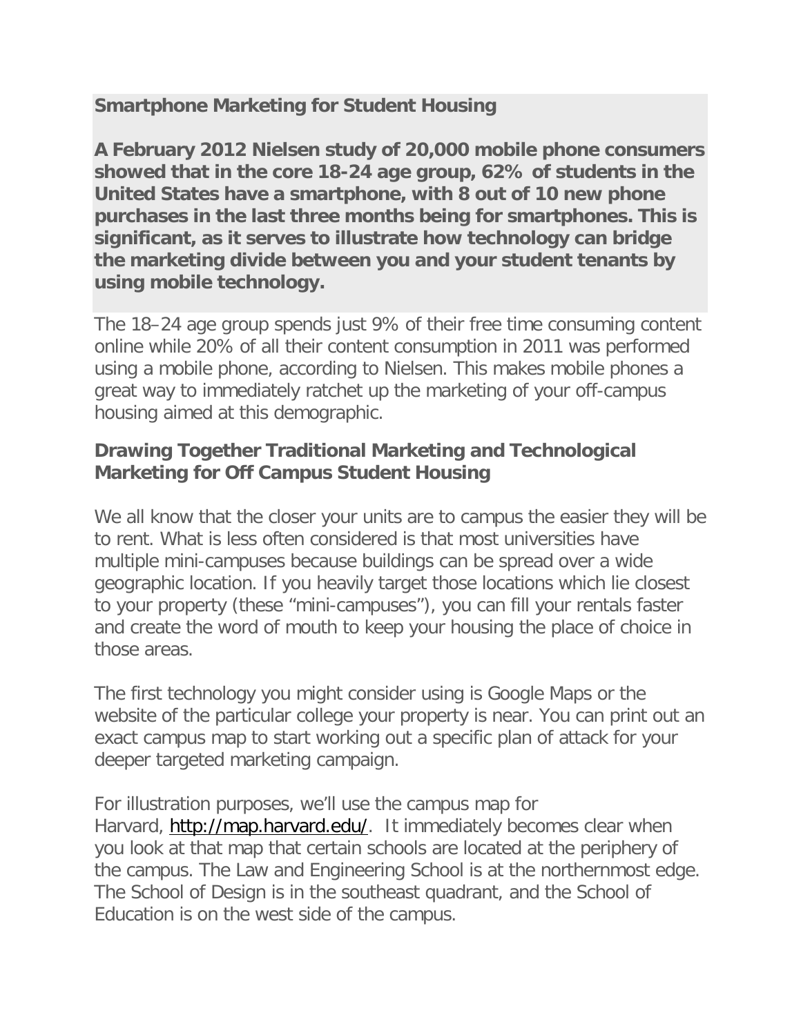# Smartphone Marketing for Student Housing

**A February 2012 Nielsen study of 20,000 mobile phone consumers showed that in the core 18-24 age group, 62% of students in the United States have a smartphone, with 8 out of 10 new phone purchases in the last three months being for smartphones. This is significant, as it serves to illustrate how technology can bridge the marketing divide between you and your student tenants by using mobile technology.**

The 18–24 age group spends just 9% of their free time consuming content online while 20% of all their content consumption in 2011 was performed using a mobile phone, according to Nielsen. This makes mobile phones a great way to immediately ratchet up the marketing of your off-campus housing aimed at this demographic.

## Drawing Together Traditional Marketing and Technological Marketing for Off Campus Student Housing

We all know that the closer your units are to campus the easier they will be to rent. What is less often considered is that most universities have multiple mini-campuses because buildings can be spread over a wide geographic location. If you heavily target those locations which lie closest to your property (these "mini-campuses"), you can fill your rentals faster and create the word of mouth to keep your housing the place of choice in those areas.

The first technology you might consider using is Google Maps or the website of the particular college your property is near. You can print out an exact campus map to start working out a specific plan of attack for your deeper targeted marketing campaign.

For illustration purposes, we'll use the campus map for Harvard, [http://map.harvard.edu/](http://map.harvard.edu/). It immediately becomes clear when you look at that map that certain schools are located at the periphery of the campus. The Law and Engineering School is at the northernmost edge. The School of Design is in the southeast quadrant, and the School of Education is on the west side of the campus.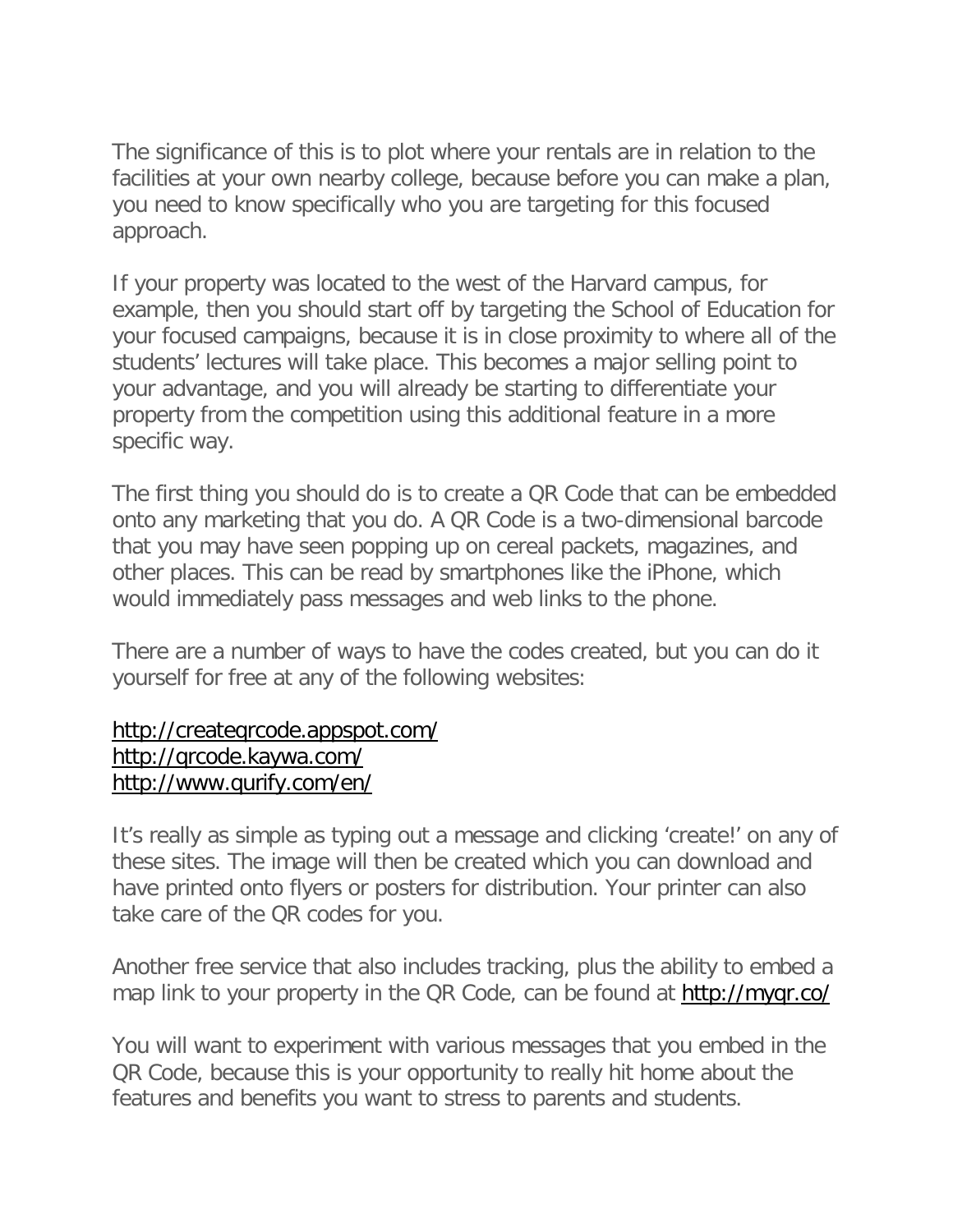The significance of this is to plot where your rentals are in relation to the facilities at your own nearby college, because before you can make a plan, you need to know specifically who you are targeting for this focused approach.

If your property was located to the west of the Harvard campus, for example, then you should start off by targeting the School of Education for your focused campaigns, because it is in close proximity to where all of the students' lectures will take place. This becomes a major selling point to your advantage, and you will already be starting to differentiate your property from the competition using this additional feature in a more specific way.

The first thing you should do is to create a QR Code that can be embedded onto any marketing that you do. A QR Code is a two-dimensional barcode that you may have seen popping up on cereal packets, magazines, and other places. This can be read by smartphones like the iPhone, which would immediately pass messages and web links to the phone.

There are a number of ways to have the codes created, but you can do it yourself for free at any of the following websites:

http://createqrcode.appspot.com/
http://qrcode.kaywa.com/
http://www.qurify.com/en/

It's really as simple as typing out a message and clicking 'create!' on any of these sites. The image will then be created which you can download and have printed onto flyers or posters for distribution. Your printer can also take care of the QR codes for you.

Another free service that also includes tracking, plus the ability to embed a map link to your property in the QR Code, can be found at http://myqr.co/

You will want to experiment with various messages that you embed in the QR Code, because this is your opportunity to really hit home about the features and benefits you want to stress to parents and students.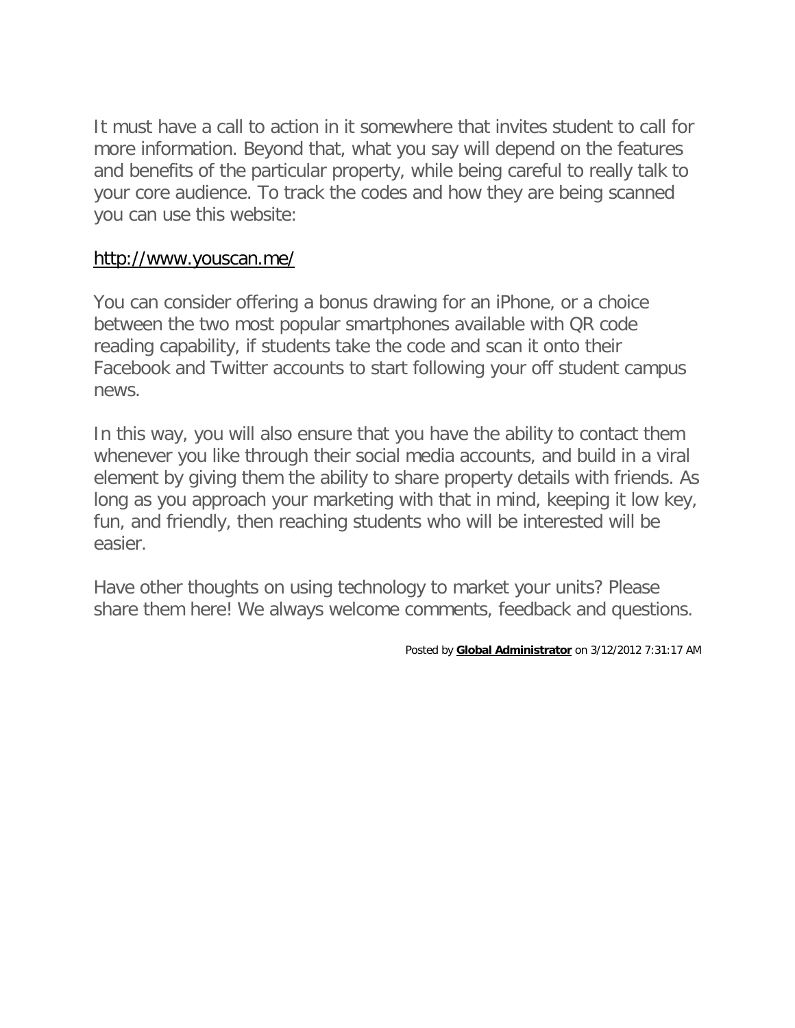It must have a call to action in it somewhere that invites student to call for more information. Beyond that, what you say will depend on the features and benefits of the particular property, while being careful to really talk to your core audience. To track the codes and how they are being scanned you can use this website:

[http://www.youscan.me/](http://www.youscan.me/)

You can consider offering a bonus drawing for an iPhone, or a choice between the two most popular smartphones available with QR code reading capability, if students take the code and scan it onto their Facebook and Twitter accounts to start following your off student campus news.

In this way, you will also ensure that you have the ability to contact them whenever you like through their social media accounts, and build in a viral element by giving them the ability to share property details with friends. As long as you approach your marketing with that in mind, keeping it low key, fun, and friendly, then reaching students who will be interested will be easier.

Have other thoughts on using technology to market your units? Please share them here! We always welcome comments, feedback and questions.

Posted by **Global Administrator** on 3/12/2012 7:31:17 AM